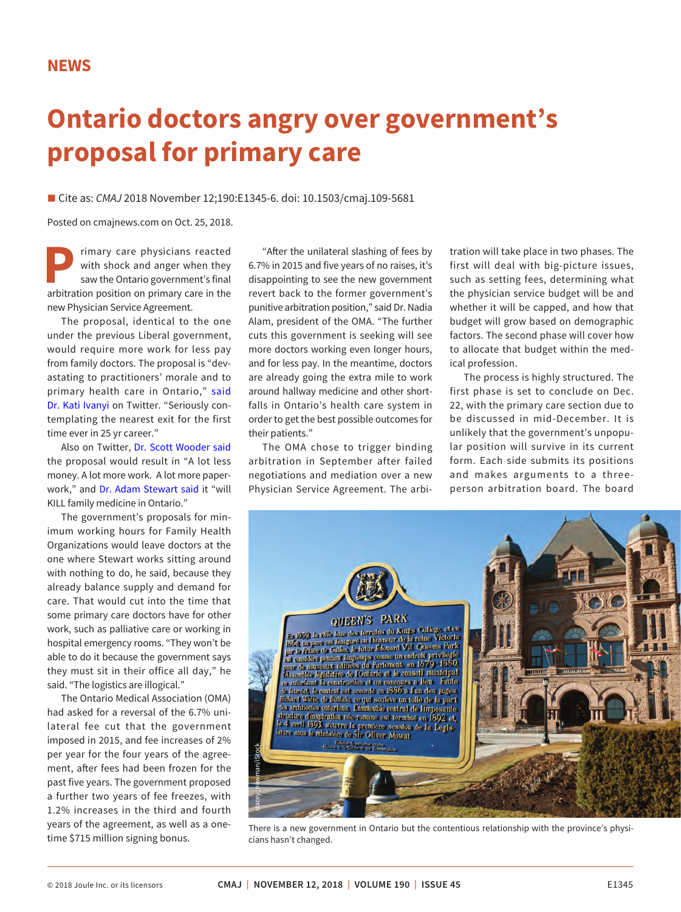NEWS

# Ontario doctors angry over government's proposal for primary care

■ Cite as: *CMAJ* 2018 November 12;190:E1345-6. doi: 10.1503/cmaj.109-5681

Posted on cmajnews.com on Oct. 25, 2018.

Primary care physicians reacted with shock and anger when they saw the Ontario government's final arbitration position on primary care in the new Physician Service Agreement.

The proposal, identical to the one under the previous Liberal government, would require more work for less pay from family doctors. The proposal is "devastating to practitioners' morale and to primary health care in Ontario," said Dr. Kati Ivanyi on Twitter. "Seriously contemplating the nearest exit for the first time ever in 25 yr career."

Also on Twitter, Dr. Scott Wooder said the proposal would result in "A lot less money. A lot more work. A lot more paperwork," and Dr. Adam Stewart said it "will KILL family medicine in Ontario."

The government's proposals for minimum working hours for Family Health Organizations would leave doctors at the one where Stewart works sitting around with nothing to do, he said, because they already balance supply and demand for care. That would cut into the time that some primary care doctors have for other work, such as palliative care or working in hospital emergency rooms. "They won't be able to do it because the government says they must sit in their office all day," he said. "The logistics are illogical."

The Ontario Medical Association (OMA) had asked for a reversal of the 6.7% unilateral fee cut that the government imposed in 2015, and fee increases of 2% per year for the four years of the agreement, after fees had been frozen for the past five years. The government proposed a further two years of fee freezes, with 1.2% increases in the third and fourth years of the agreement, as well as a one-time $715 million signing bonus.

"After the unilateral slashing of fees by 6.7% in 2015 and five years of no raises, it's disappointing to see the new government revert back to the former government's punitive arbitration position," said Dr. Nadia Alam, president of the OMA. "The further cuts this government is seeking will see more doctors working even longer hours, and for less pay. In the meantime, doctors are already going the extra mile to work around hallway medicine and other shortfalls in Ontario's health care system in order to get the best possible outcomes for their patients."

The OMA chose to trigger binding arbitration in September after failed negotiations and mediation over a new Physician Service Agreement. The arbitration will take place in two phases. The first will deal with big-picture issues, such as setting fees, determining what the physician service budget will be and whether it will be capped, and how that budget will grow based on demographic factors. The second phase will cover how to allocate that budget within the medical profession.

The process is highly structured. The first phase is set to conclude on Dec. 22, with the primary care section due to be discussed in mid-December. It is unlikely that the government's unpopular position will survive in its current form. Each side submits its positions and makes arguments to a three-person arbitration board. The board

There is a new government in Ontario but the contentious relationship with the province's physicians hasn't changed.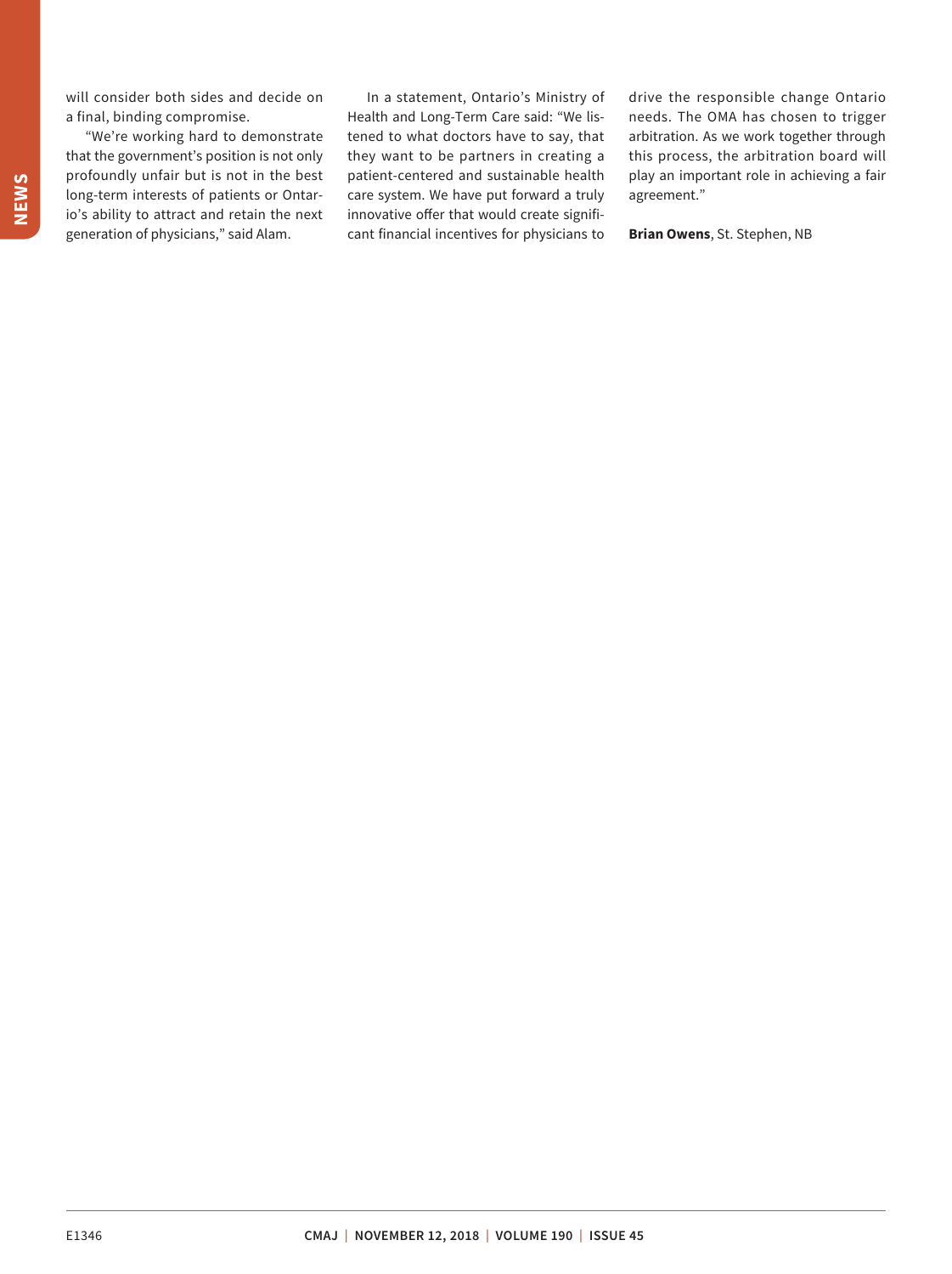will consider both sides and decide on a final, binding compromise.

"We're working hard to demonstrate that the government's position is not only profoundly unfair but is not in the best long-term interests of patients or Ontario's ability to attract and retain the next generation of physicians," said Alam.

In a statement, Ontario's Ministry of Health and Long-Term Care said: "We listened to what doctors have to say, that they want to be partners in creating a patient-centered and sustainable health care system. We have put forward a truly innovative offer that would create significant financial incentives for physicians to drive the responsible change Ontario needs. The OMA has chosen to trigger arbitration. As we work together through this process, the arbitration board will play an important role in achieving a fair agreement."

**Brian Owens**, St. Stephen, NB